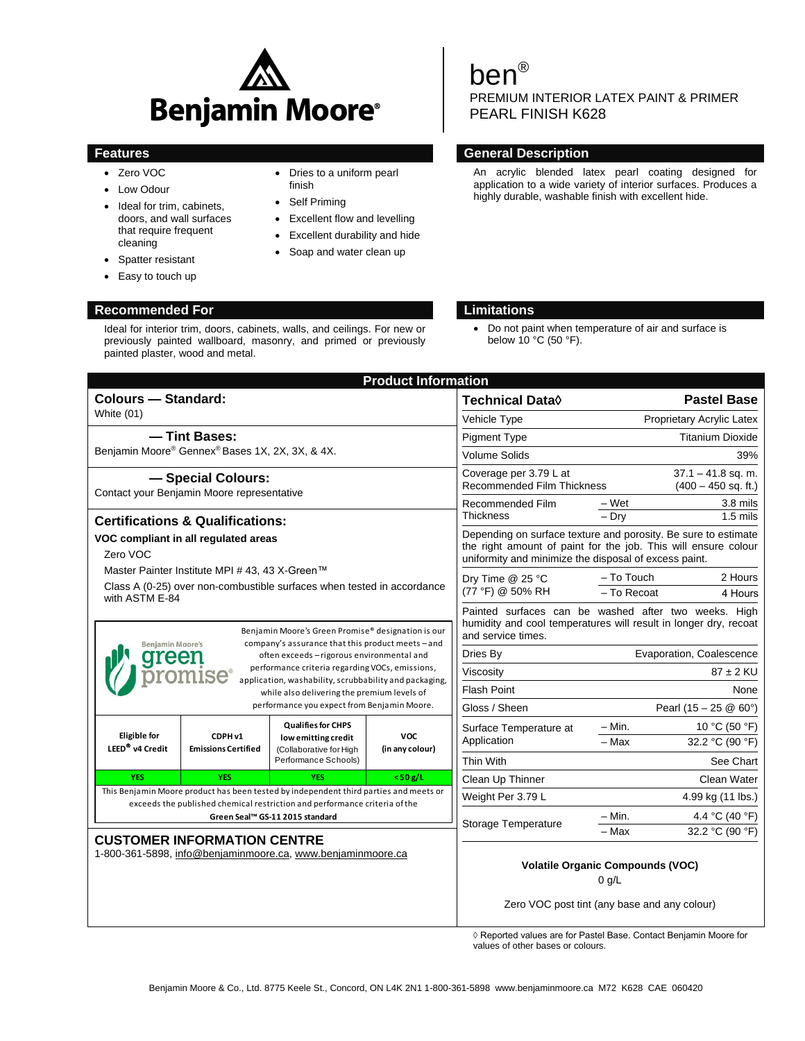# Benjamin Moore®

# ben®

PREMIUM INTERIOR LATEX PAINT & PRIMER
PEARL FINISH K628

## Features

- Zero VOC
- Low Odour
- Ideal for trim, cabinets, doors, and wall surfaces that require frequent cleaning
- Spatter resistant
- Easy to touch up
- Dries to a uniform pearl finish
- Self Priming
- Excellent flow and levelling
- Excellent durability and hide
- Soap and water clean up

## General Description

An acrylic blended latex pearl coating designed for application to a wide variety of interior surfaces. Produces a highly durable, washable finish with excellent hide.

## Recommended For

Ideal for interior trim, doors, cabinets, walls, and ceilings. For new or previously painted wallboard, masonry, and primed or previously painted plaster, wood and metal.

## Limitations

- Do not paint when temperature of air and surface is below 10 °C (50 °F).

## Product Information

### Colours — Standard:

White (01)

### — Tint Bases:

Benjamin Moore® Gennex® Bases 1X, 2X, 3X, & 4X.

### — Special Colours:

Contact your Benjamin Moore representative

### Certifications & Qualifications:

**VOC compliant in all regulated areas**

Zero VOC

Master Painter Institute MPI # 43, 43 X-Green™

Class A (0-25) over non-combustible surfaces when tested in accordance with ASTM E-84

Benjamin Moore's green promise®

Benjamin Moore's Green Promise® designation is our company's assurance that this product meets – and often exceeds – rigorous environmental and performance criteria regarding VOCs, emissions, application, washability, scrubbability and packaging, while also delivering the premium levels of performance you expect from Benjamin Moore.

| Eligible for LEED® v4 Credit | CDPH v1 Emissions Certified | Qualifies for CHPS low emitting credit (Collaborative for High Performance Schools) | VOC (in any colour) |
|---|---|---|---|
| YES | YES | YES | < 50 g/L |

This Benjamin Moore product has been tested by independent third parties and meets or exceeds the published chemical restriction and performance criteria of the **Green Seal™ GS-11 2015 standard**

| Technical Data◊ | | Pastel Base |
|---|---|---|
| Vehicle Type | | Proprietary Acrylic Latex |
| Pigment Type | | Titanium Dioxide |
| Volume Solids | | 39% |
| Coverage per 3.79 L at Recommended Film Thickness | | 37.1 – 41.8 sq. m. (400 – 450 sq. ft.) |
| Recommended Film Thickness | – Wet | 3.8 mils |
| | – Dry | 1.5 mils |
| Depending on surface texture and porosity. Be sure to estimate the right amount of paint for the job. This will ensure colour uniformity and minimize the disposal of excess paint. | | |
| Dry Time @ 25 °C (77 °F) @ 50% RH | – To Touch | 2 Hours |
| | – To Recoat | 4 Hours |
| Painted surfaces can be washed after two weeks. High humidity and cool temperatures will result in longer dry, recoat and service times. | | |
| Dries By | | Evaporation, Coalescence |
| Viscosity | | 87 ± 2 KU |
| Flash Point | | None |
| Gloss / Sheen | | Pearl (15 – 25 @ 60°) |
| Surface Temperature at Application | – Min. | 10 °C (50 °F) |
| | – Max | 32.2 °C (90 °F) |
| Thin With | | See Chart |
| Clean Up Thinner | | Clean Water |
| Weight Per 3.79 L | | 4.99 kg (11 lbs.) |
| Storage Temperature | – Min. | 4.4 °C (40 °F) |
| | – Max | 32.2 °C (90 °F) |

**Volatile Organic Compounds (VOC)**

0 g/L

Zero VOC post tint (any base and any colour)

◊ Reported values are for Pastel Base. Contact Benjamin Moore for values of other bases or colours.

## CUSTOMER INFORMATION CENTRE

1-800-361-5898, info@benjaminmoore.ca, www.benjaminmoore.ca

Benjamin Moore & Co., Ltd. 8775 Keele St., Concord, ON L4K 2N1 1-800-361-5898 www.benjaminmoore.ca M72 K628 CAE 060420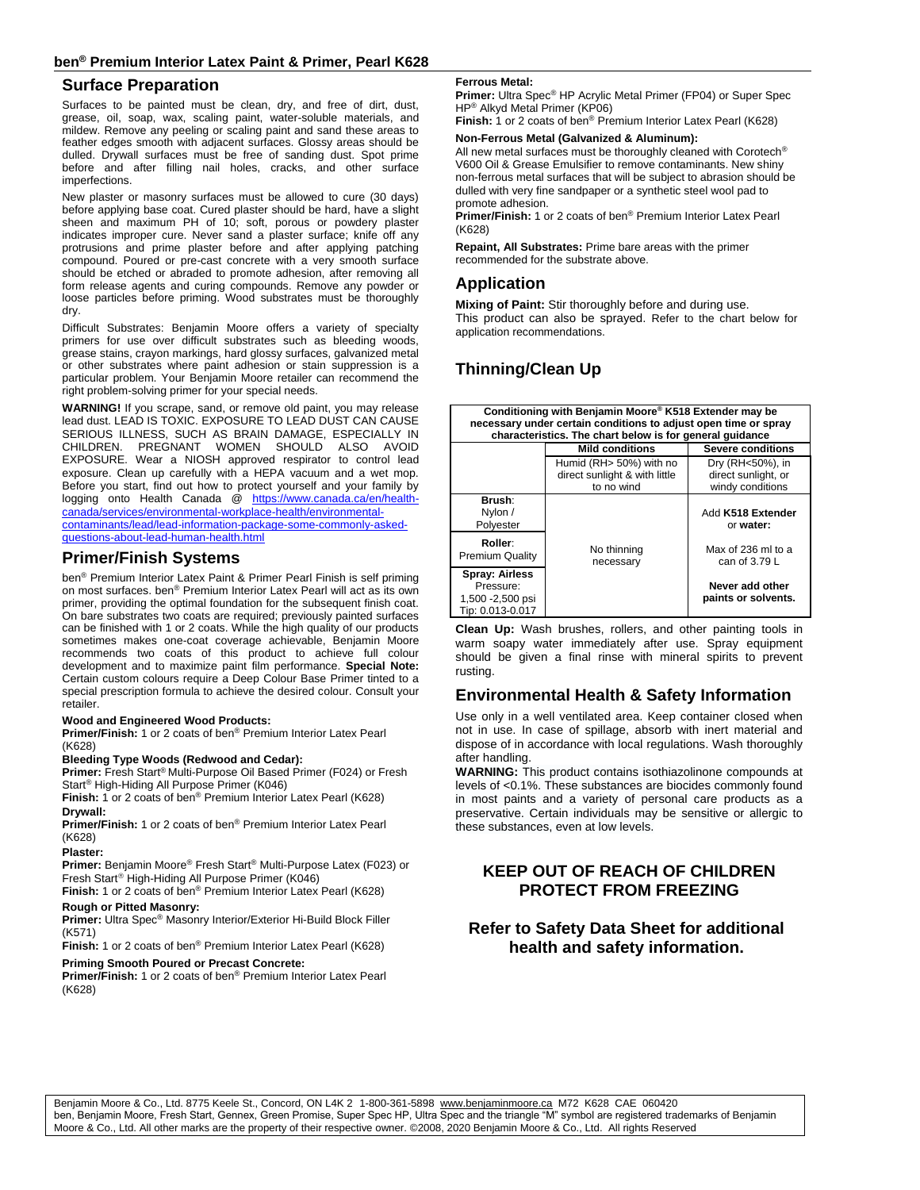## Surface Preparation

Surfaces to be painted must be clean, dry, and free of dirt, dust, grease, oil, soap, wax, scaling paint, water-soluble materials, and mildew. Remove any peeling or scaling paint and sand these areas to feather edges smooth with adjacent surfaces. Glossy areas should be dulled. Drywall surfaces must be free of sanding dust. Spot prime before and after filling nail holes, cracks, and other surface imperfections.

New plaster or masonry surfaces must be allowed to cure (30 days) before applying base coat. Cured plaster should be hard, have a slight sheen and maximum PH of 10; soft, porous or powdery plaster indicates improper cure. Never sand a plaster surface; knife off any protrusions and prime plaster before and after applying patching compound. Poured or pre-cast concrete with a very smooth surface should be etched or abraded to promote adhesion, after removing all form release agents and curing compounds. Remove any powder or loose particles before priming. Wood substrates must be thoroughly dry.

Difficult Substrates: Benjamin Moore offers a variety of specialty primers for use over difficult substrates such as bleeding woods, grease stains, crayon markings, hard glossy surfaces, galvanized metal or other substrates where paint adhesion or stain suppression is a particular problem. Your Benjamin Moore retailer can recommend the right problem-solving primer for your special needs.

**WARNING!** If you scrape, sand, or remove old paint, you may release lead dust. LEAD IS TOXIC. EXPOSURE TO LEAD DUST CAN CAUSE SERIOUS ILLNESS, SUCH AS BRAIN DAMAGE, ESPECIALLY IN CHILDREN. PREGNANT WOMEN SHOULD ALSO AVOID EXPOSURE. Wear a NIOSH approved respirator to control lead exposure. Clean up carefully with a HEPA vacuum and a wet mop. Before you start, find out how to protect yourself and your family by logging onto Health Canada @ https://www.canada.ca/en/health-canada/services/environmental-workplace-health/environmental-contaminants/lead/lead-information-package-some-commonly-asked-questions-about-lead-human-health.html

## Primer/Finish Systems

ben® Premium Interior Latex Paint & Primer Pearl Finish is self priming on most surfaces. ben® Premium Interior Latex Pearl will act as its own primer, providing the optimal foundation for the subsequent finish coat. On bare substrates two coats are required; previously painted surfaces can be finished with 1 or 2 coats. While the high quality of our products sometimes makes one-coat coverage achievable, Benjamin Moore recommends two coats of this product to achieve full colour development and to maximize paint film performance. **Special Note:** Certain custom colours require a Deep Colour Base Primer tinted to a special prescription formula to achieve the desired colour. Consult your retailer.

**Wood and Engineered Wood Products:**
**Primer/Finish:** 1 or 2 coats of ben® Premium Interior Latex Pearl (K628)

**Bleeding Type Woods (Redwood and Cedar):**
**Primer:** Fresh Start® Multi-Purpose Oil Based Primer (F024) or Fresh Start® High-Hiding All Purpose Primer (K046)
**Finish:** 1 or 2 coats of ben® Premium Interior Latex Pearl (K628)

**Drywall:**
**Primer/Finish:** 1 or 2 coats of ben® Premium Interior Latex Pearl (K628)

**Plaster:**
**Primer:** Benjamin Moore® Fresh Start® Multi-Purpose Latex (F023) or Fresh Start® High-Hiding All Purpose Primer (K046)
**Finish:** 1 or 2 coats of ben® Premium Interior Latex Pearl (K628)

**Rough or Pitted Masonry:**
**Primer:** Ultra Spec® Masonry Interior/Exterior Hi-Build Block Filler (K571)
**Finish:** 1 or 2 coats of ben® Premium Interior Latex Pearl (K628)

**Priming Smooth Poured or Precast Concrete:**
**Primer/Finish:** 1 or 2 coats of ben® Premium Interior Latex Pearl (K628)

**Ferrous Metal:**
**Primer:** Ultra Spec® HP Acrylic Metal Primer (FP04) or Super Spec HP® Alkyd Metal Primer (KP06)
**Finish:** 1 or 2 coats of ben® Premium Interior Latex Pearl (K628)

**Non-Ferrous Metal (Galvanized & Aluminum):**
All new metal surfaces must be thoroughly cleaned with Corotech® V600 Oil & Grease Emulsifier to remove contaminants. New shiny non-ferrous metal surfaces that will be subject to abrasion should be dulled with very fine sandpaper or a synthetic steel wool pad to promote adhesion.
**Primer/Finish:** 1 or 2 coats of ben® Premium Interior Latex Pearl (K628)

**Repaint, All Substrates:** Prime bare areas with the primer recommended for the substrate above.

## Application

**Mixing of Paint:** Stir thoroughly before and during use.
This product can also be sprayed. Refer to the chart below for application recommendations.

## Thinning/Clean Up

**Conditioning with Benjamin Moore® K518 Extender may be necessary under certain conditions to adjust open time or spray characteristics. The chart below is for general guidance**

| | Mild conditions | Severe conditions |
|---|---|---|
| | Humid (RH> 50%) with no direct sunlight & with little to no wind | Dry (RH<50%), in direct sunlight, or windy conditions |
| **Brush**: Nylon / Polyester | No thinning necessary | Add **K518 Extender** or **water:** |
| **Roller**: Premium Quality | No thinning necessary | Max of 236 ml to a can of 3.79 L |
| **Spray: Airless** Pressure: 1,500 -2,500 psi Tip: 0.013-0.017 | No thinning necessary | **Never add other paints or solvents.** |

**Clean Up:** Wash brushes, rollers, and other painting tools in warm soapy water immediately after use. Spray equipment should be given a final rinse with mineral spirits to prevent rusting.

## Environmental Health & Safety Information

Use only in a well ventilated area. Keep container closed when not in use. In case of spillage, absorb with inert material and dispose of in accordance with local regulations. Wash thoroughly after handling.
**WARNING:** This product contains isothiazolinone compounds at levels of <0.1%. These substances are biocides commonly found in most paints and a variety of personal care products as a preservative. Certain individuals may be sensitive or allergic to these substances, even at low levels.

**KEEP OUT OF REACH OF CHILDREN**
**PROTECT FROM FREEZING**

**Refer to Safety Data Sheet for additional health and safety information.**

Benjamin Moore & Co., Ltd. 8775 Keele St., Concord, ON L4K 2 1-800-361-5898 www.benjaminmoore.ca M72 K628 CAE 060420
ben, Benjamin Moore, Fresh Start, Gennex, Green Promise, Super Spec HP, Ultra Spec and the triangle "M" symbol are registered trademarks of Benjamin Moore & Co., Ltd. All other marks are the property of their respective owner. ©2008, 2020 Benjamin Moore & Co., Ltd. All rights Reserved